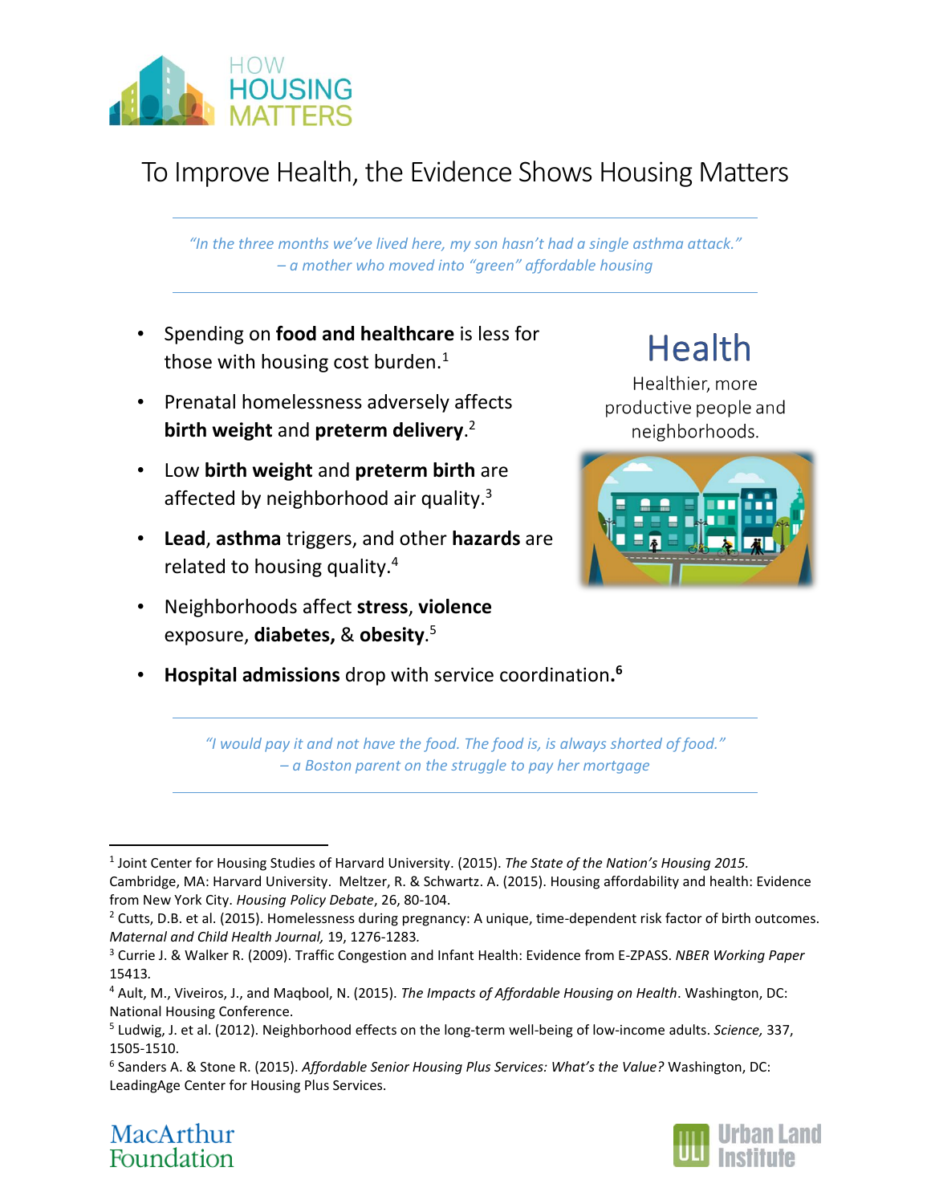# HOW HOUSING MATTERS

## To Improve Health, the Evidence Shows Housing Matters

*"In the three months we've lived here, my son hasn't had a single asthma attack."*
*– a mother who moved into "green" affordable housing*

## Health

Healthier, more productive people and neighborhoods.

- Spending on **food and healthcare** is less for those with housing cost burden.[1]
- Prenatal homelessness adversely affects **birth weight** and **preterm delivery**.[2]
- Low **birth weight** and **preterm birth** are affected by neighborhood air quality.[3]
- **Lead**, **asthma** triggers, and other **hazards** are related to housing quality.[4]
- Neighborhoods affect **stress**, **violence** exposure, **diabetes,** & **obesity**.[5]
- **Hospital admissions** drop with service coordination.[6]

*"I would pay it and not have the food. The food is, is always shorted of food."*
*– a Boston parent on the struggle to pay her mortgage*

---

[1] Joint Center for Housing Studies of Harvard University. (2015). *The State of the Nation's Housing 2015.* Cambridge, MA: Harvard University. Meltzer, R. & Schwartz. A. (2015). Housing affordability and health: Evidence from New York City. *Housing Policy Debate*, 26, 80-104.

[2] Cutts, D.B. et al. (2015). Homelessness during pregnancy: A unique, time-dependent risk factor of birth outcomes. *Maternal and Child Health Journal,* 19, 1276-1283.

[3] Currie J. & Walker R. (2009). Traffic Congestion and Infant Health: Evidence from E-ZPASS. *NBER Working Paper* 15413.

[4] Ault, M., Viveiros, J., and Maqbool, N. (2015). *The Impacts of Affordable Housing on Health*. Washington, DC: National Housing Conference.

[5] Ludwig, J. et al. (2012). Neighborhood effects on the long-term well-being of low-income adults. *Science,* 337, 1505-1510.

[6] Sanders A. & Stone R. (2015). *Affordable Senior Housing Plus Services: What's the Value?* Washington, DC: LeadingAge Center for Housing Plus Services.

MacArthur Foundation

ULI Urban Land Institute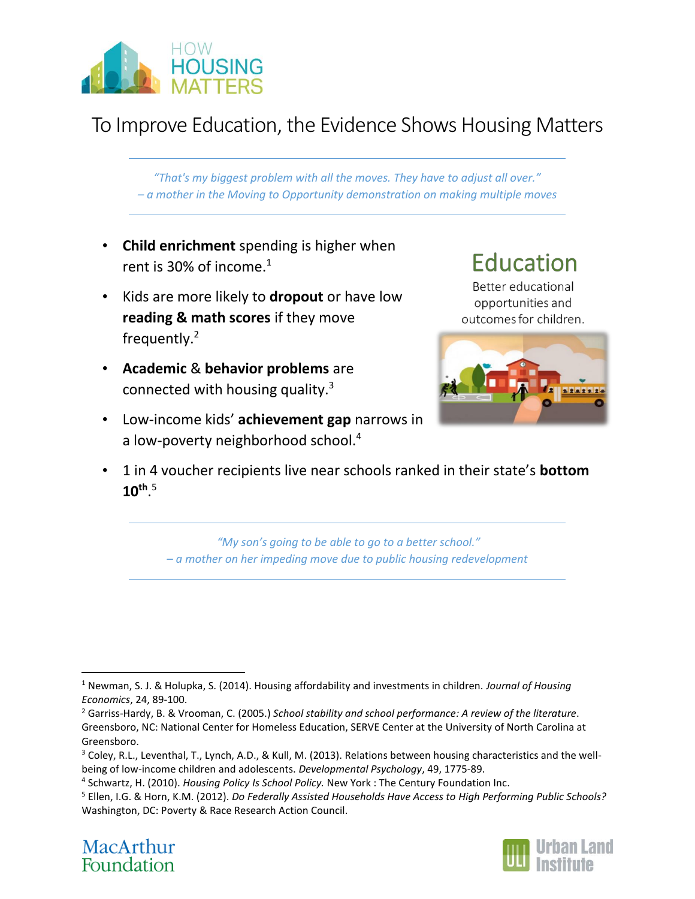HOW HOUSING MATTERS

# To Improve Education, the Evidence Shows Housing Matters

*"That's my biggest problem with all the moves. They have to adjust all over."*
*– a mother in the Moving to Opportunity demonstration on making multiple moves*

## Education

Better educational opportunities and outcomes for children.

- **Child enrichment** spending is higher when rent is 30% of income.[1]
- Kids are more likely to **dropout** or have low **reading & math scores** if they move frequently.[2]
- **Academic** & **behavior problems** are connected with housing quality.[3]
- Low-income kids' **achievement gap** narrows in a low-poverty neighborhood school.[4]
- 1 in 4 voucher recipients live near schools ranked in their state's **bottom 10th**.[5]

*"My son's going to be able to go to a better school."*
*– a mother on her impeding move due to public housing redevelopment*

---

[1] Newman, S. J. & Holupka, S. (2014). Housing affordability and investments in children. *Journal of Housing Economics*, 24, 89-100.

[2] Garriss-Hardy, B. & Vrooman, C. (2005.) *School stability and school performance: A review of the literature*. Greensboro, NC: National Center for Homeless Education, SERVE Center at the University of North Carolina at Greensboro.

[3] Coley, R.L., Leventhal, T., Lynch, A.D., & Kull, M. (2013). Relations between housing characteristics and the well-being of low-income children and adolescents. *Developmental Psychology*, 49, 1775-89.

[4] Schwartz, H. (2010). *Housing Policy Is School Policy.* New York : The Century Foundation Inc.

[5] Ellen, I.G. & Horn, K.M. (2012). *Do Federally Assisted Households Have Access to High Performing Public Schools?* Washington, DC: Poverty & Race Research Action Council.

MacArthur Foundation

ULI Urban Land Institute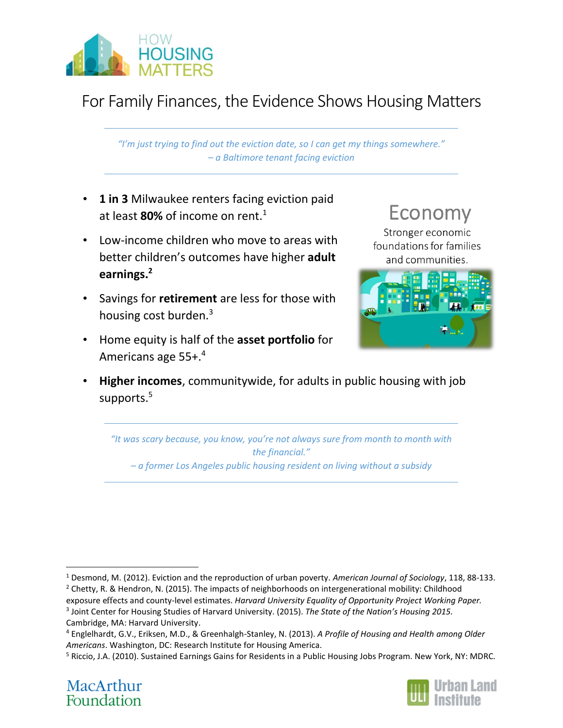HOW HOUSING MATTERS

# For Family Finances, the Evidence Shows Housing Matters

*"I'm just trying to find out the eviction date, so I can get my things somewhere."*
*– a Baltimore tenant facing eviction*

## Economy

Stronger economic foundations for families and communities.

- **1 in 3** Milwaukee renters facing eviction paid at least **80%** of income on rent.[1]
- Low-income children who move to areas with better children's outcomes have higher **adult earnings.**[2]
- Savings for **retirement** are less for those with housing cost burden.[3]
- Home equity is half of the **asset portfolio** for Americans age 55+.[4]
- **Higher incomes**, communitywide, for adults in public housing with job supports.[5]

*"It was scary because, you know, you're not always sure from month to month with the financial."*
*– a former Los Angeles public housing resident on living without a subsidy*

---

[1] Desmond, M. (2012). Eviction and the reproduction of urban poverty. *American Journal of Sociology*, 118, 88-133.
[2] Chetty, R. & Hendron, N. (2015). The impacts of neighborhoods on intergenerational mobility: Childhood exposure effects and county-level estimates. *Harvard University Equality of Opportunity Project Working Paper.*
[3] Joint Center for Housing Studies of Harvard University. (2015). *The State of the Nation's Housing 2015*. Cambridge, MA: Harvard University.
[4] Englelhardt, G.V., Eriksen, M.D., & Greenhalgh-Stanley, N. (2013). *A Profile of Housing and Health among Older Americans*. Washington, DC: Research Institute for Housing America.
[5] Riccio, J.A. (2010). Sustained Earnings Gains for Residents in a Public Housing Jobs Program. New York, NY: MDRC.

MacArthur Foundation

ULI Urban Land Institute